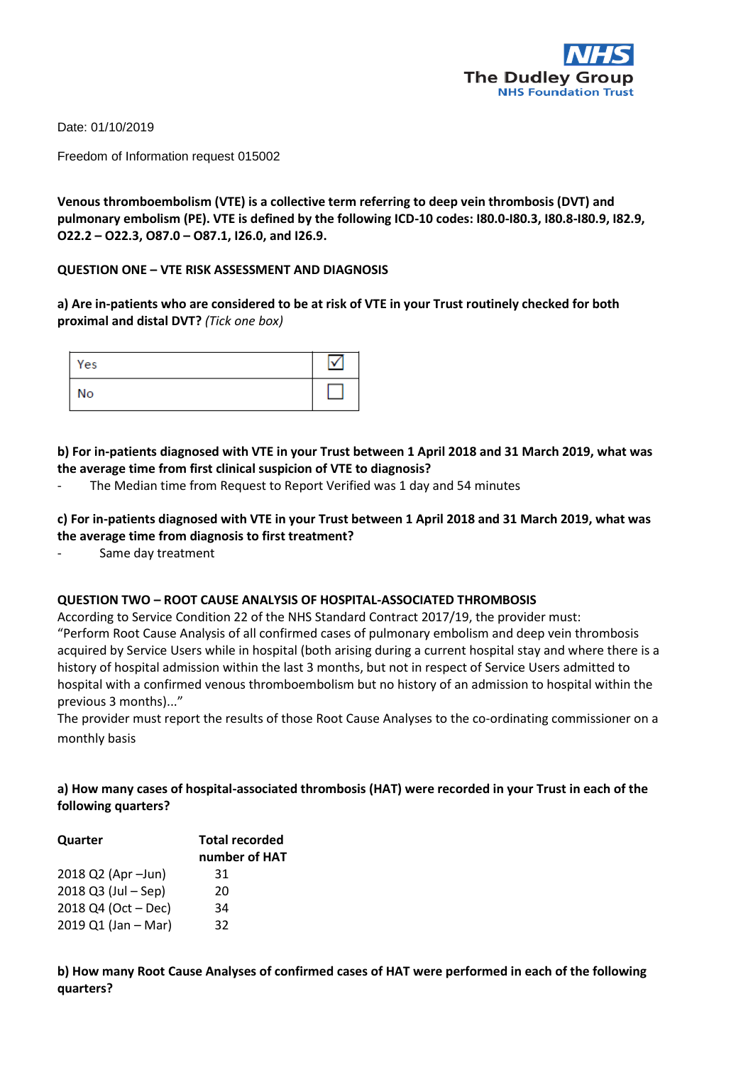The Dudley Group
NHS Foundation Trust

Date: 01/10/2019

Freedom of Information request 015002

**Venous thromboembolism (VTE) is a collective term referring to deep vein thrombosis (DVT) and pulmonary embolism (PE). VTE is defined by the following ICD-10 codes: I80.0-I80.3, I80.8-I80.9, I82.9, O22.2 – O22.3, O87.0 – O87.1, I26.0, and I26.9.**

**QUESTION ONE – VTE RISK ASSESSMENT AND DIAGNOSIS**

**a) Are in-patients who are considered to be at risk of VTE in your Trust routinely checked for both proximal and distal DVT?** *(Tick one box)*

| | |
|---|---|
| Yes | ☑ |
| No | ☐ |

**b) For in-patients diagnosed with VTE in your Trust between 1 April 2018 and 31 March 2019, what was the average time from first clinical suspicion of VTE to diagnosis?**

- The Median time from Request to Report Verified was 1 day and 54 minutes

**c) For in-patients diagnosed with VTE in your Trust between 1 April 2018 and 31 March 2019, what was the average time from diagnosis to first treatment?**

- Same day treatment

**QUESTION TWO – ROOT CAUSE ANALYSIS OF HOSPITAL-ASSOCIATED THROMBOSIS**

According to Service Condition 22 of the NHS Standard Contract 2017/19, the provider must:
"Perform Root Cause Analysis of all confirmed cases of pulmonary embolism and deep vein thrombosis acquired by Service Users while in hospital (both arising during a current hospital stay and where there is a history of hospital admission within the last 3 months, but not in respect of Service Users admitted to hospital with a confirmed venous thromboembolism but no history of an admission to hospital within the previous 3 months)..."
The provider must report the results of those Root Cause Analyses to the co-ordinating commissioner on a monthly basis

**a) How many cases of hospital-associated thrombosis (HAT) were recorded in your Trust in each of the following quarters?**

| Quarter | Total recorded number of HAT |
|---|---|
| 2018 Q2 (Apr –Jun) | 31 |
| 2018 Q3 (Jul – Sep) | 20 |
| 2018 Q4 (Oct – Dec) | 34 |
| 2019 Q1 (Jan – Mar) | 32 |

**b) How many Root Cause Analyses of confirmed cases of HAT were performed in each of the following quarters?**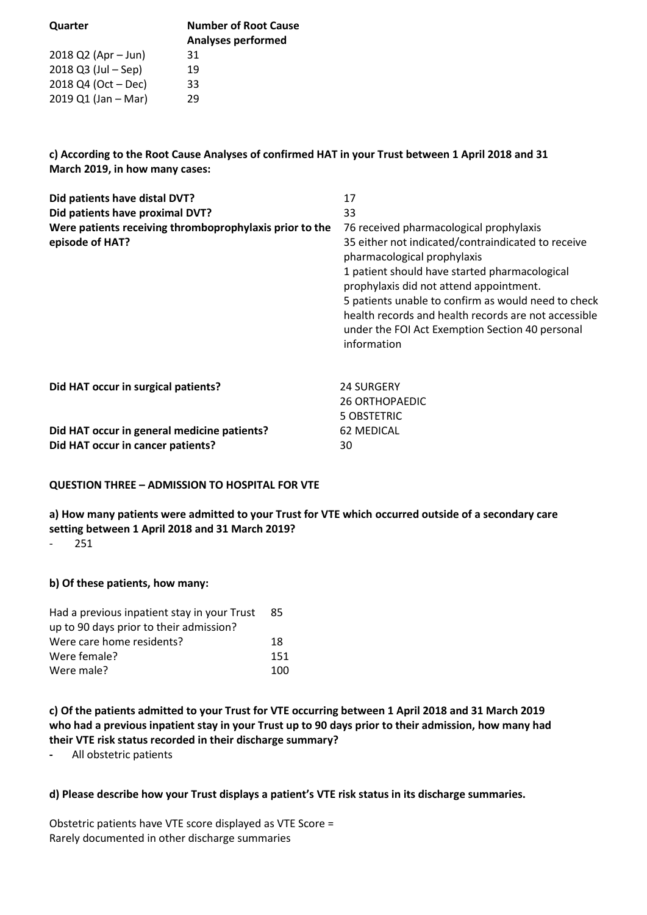| Quarter | Number of Root Cause Analyses performed |
|---|---|
| 2018 Q2 (Apr – Jun) | 31 |
| 2018 Q3 (Jul – Sep) | 19 |
| 2018 Q4 (Oct – Dec) | 33 |
| 2019 Q1 (Jan – Mar) | 29 |

**c) According to the Root Cause Analyses of confirmed HAT in your Trust between 1 April 2018 and 31 March 2019, in how many cases:**

| | |
|---|---|
| **Did patients have distal DVT?** | 17 |
| **Did patients have proximal DVT?** | 33 |
| **Were patients receiving thromboprophylaxis prior to the episode of HAT?** | 76 received pharmacological prophylaxis<br>35 either not indicated/contraindicated to receive pharmacological prophylaxis<br>1 patient should have started pharmacological prophylaxis did not attend appointment.<br>5 patients unable to confirm as would need to check health records and health records are not accessible under the FOI Act Exemption Section 40 personal information |
| **Did HAT occur in surgical patients?** | 24 SURGERY<br>26 ORTHOPAEDIC<br>5 OBSTETRIC |
| **Did HAT occur in general medicine patients?** | 62 MEDICAL |
| **Did HAT occur in cancer patients?** | 30 |

**QUESTION THREE – ADMISSION TO HOSPITAL FOR VTE**

**a) How many patients were admitted to your Trust for VTE which occurred outside of a secondary care setting between 1 April 2018 and 31 March 2019?**

- 251

**b) Of these patients, how many:**

| | |
|---|---|
| Had a previous inpatient stay in your Trust up to 90 days prior to their admission? | 85 |
| Were care home residents? | 18 |
| Were female? | 151 |
| Were male? | 100 |

**c) Of the patients admitted to your Trust for VTE occurring between 1 April 2018 and 31 March 2019 who had a previous inpatient stay in your Trust up to 90 days prior to their admission, how many had their VTE risk status recorded in their discharge summary?**

- All obstetric patients

**d) Please describe how your Trust displays a patient's VTE risk status in its discharge summaries.**

Obstetric patients have VTE score displayed as VTE Score =
Rarely documented in other discharge summaries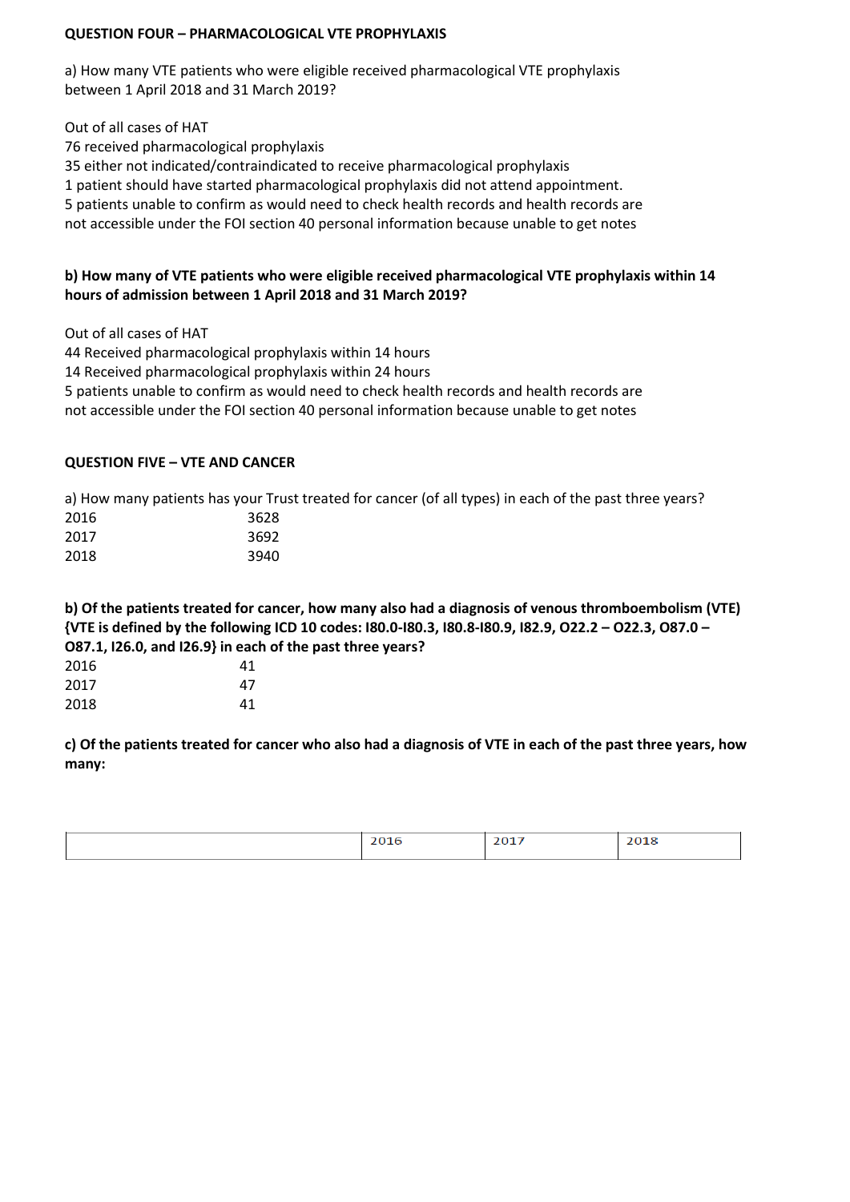**QUESTION FOUR – PHARMACOLOGICAL VTE PROPHYLAXIS**

a) How many VTE patients who were eligible received pharmacological VTE prophylaxis between 1 April 2018 and 31 March 2019?

Out of all cases of HAT
76 received pharmacological prophylaxis
35 either not indicated/contraindicated to receive pharmacological prophylaxis
1 patient should have started pharmacological prophylaxis did not attend appointment.
5 patients unable to confirm as would need to check health records and health records are not accessible under the FOI section 40 personal information because unable to get notes

**b) How many of VTE patients who were eligible received pharmacological VTE prophylaxis within 14 hours of admission between 1 April 2018 and 31 March 2019?**

Out of all cases of HAT
44 Received pharmacological prophylaxis within 14 hours
14 Received pharmacological prophylaxis within 24 hours
5 patients unable to confirm as would need to check health records and health records are not accessible under the FOI section 40 personal information because unable to get notes

**QUESTION FIVE – VTE AND CANCER**

a) How many patients has your Trust treated for cancer (of all types) in each of the past three years?

| | |
|---|---|
| 2016 | 3628 |
| 2017 | 3692 |
| 2018 | 3940 |

**b) Of the patients treated for cancer, how many also had a diagnosis of venous thromboembolism (VTE) {VTE is defined by the following ICD 10 codes: I80.0-I80.3, I80.8-I80.9, I82.9, O22.2 – O22.3, O87.0 – O87.1, I26.0, and I26.9} in each of the past three years?**

| | |
|---|---|
| 2016 | 41 |
| 2017 | 47 |
| 2018 | 41 |

**c) Of the patients treated for cancer who also had a diagnosis of VTE in each of the past three years, how many:**

| | 2016 | 2017 | 2018 |
|---|---|---|---|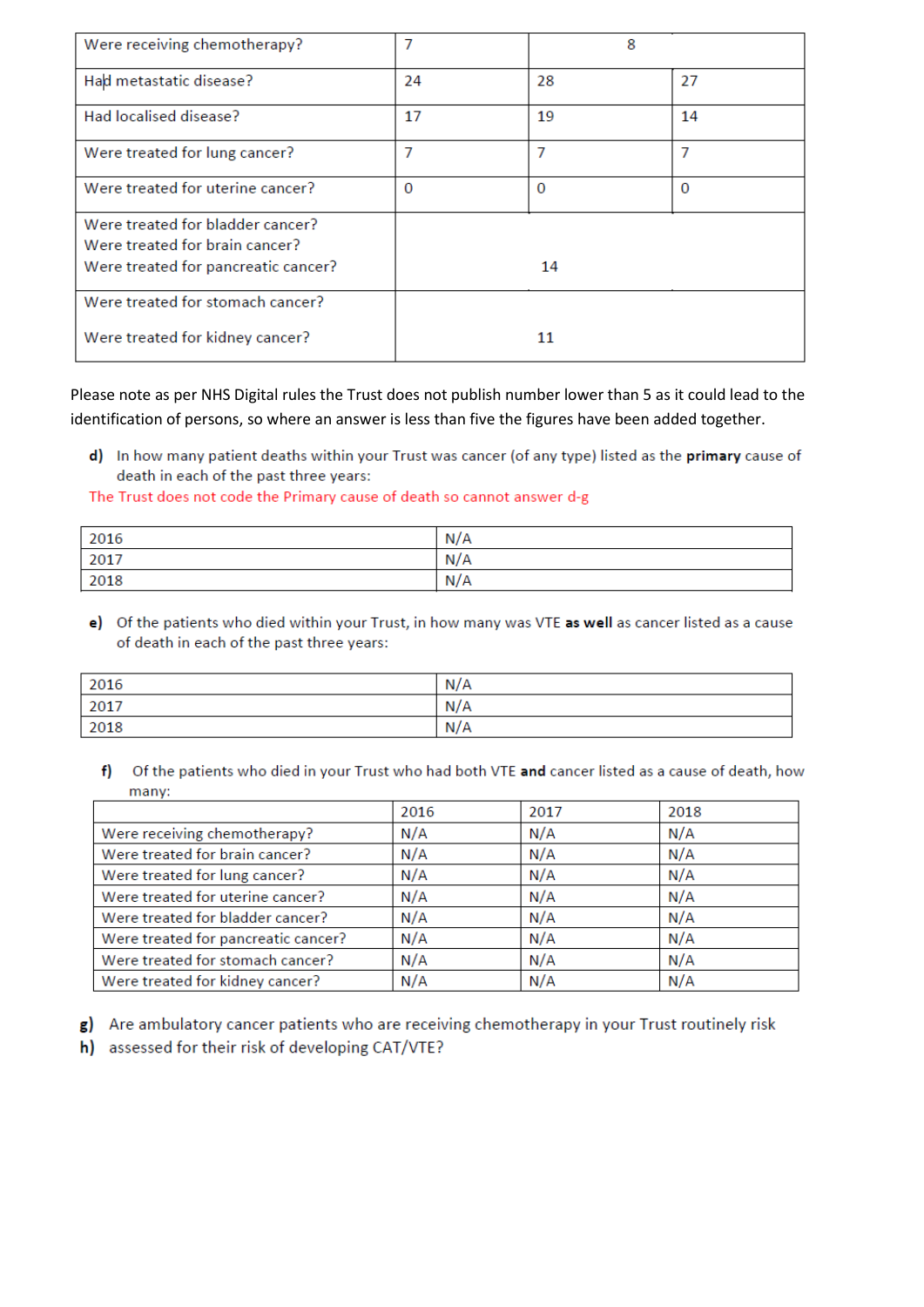| | | | |
|---|---|---|---|
| Were receiving chemotherapy? | 7 | 8 | |
| Had metastatic disease? | 24 | 28 | 27 |
| Had localised disease? | 17 | 19 | 14 |
| Were treated for lung cancer? | 7 | 7 | 7 |
| Were treated for uterine cancer? | 0 | 0 | 0 |
| Were treated for bladder cancer?<br>Were treated for brain cancer?<br>Were treated for pancreatic cancer? | | 14 | |
| Were treated for stomach cancer?<br>Were treated for kidney cancer? | | 11 | |

Please note as per NHS Digital rules the Trust does not publish number lower than 5 as it could lead to the identification of persons, so where an answer is less than five the figures have been added together.

d) In how many patient deaths within your Trust was cancer (of any type) listed as the **primary** cause of death in each of the past three years:

The Trust does not code the Primary cause of death so cannot answer d-g

| | |
|---|---|
| 2016 | N/A |
| 2017 | N/A |
| 2018 | N/A |

e) Of the patients who died within your Trust, in how many was VTE **as well** as cancer listed as a cause of death in each of the past three years:

| | |
|---|---|
| 2016 | N/A |
| 2017 | N/A |
| 2018 | N/A |

f) Of the patients who died in your Trust who had both VTE **and** cancer listed as a cause of death, how many:

| | 2016 | 2017 | 2018 |
|---|---|---|---|
| Were receiving chemotherapy? | N/A | N/A | N/A |
| Were treated for brain cancer? | N/A | N/A | N/A |
| Were treated for lung cancer? | N/A | N/A | N/A |
| Were treated for uterine cancer? | N/A | N/A | N/A |
| Were treated for bladder cancer? | N/A | N/A | N/A |
| Were treated for pancreatic cancer? | N/A | N/A | N/A |
| Were treated for stomach cancer? | N/A | N/A | N/A |
| Were treated for kidney cancer? | N/A | N/A | N/A |

**g)** Are ambulatory cancer patients who are receiving chemotherapy in your Trust routinely risk
**h)** assessed for their risk of developing CAT/VTE?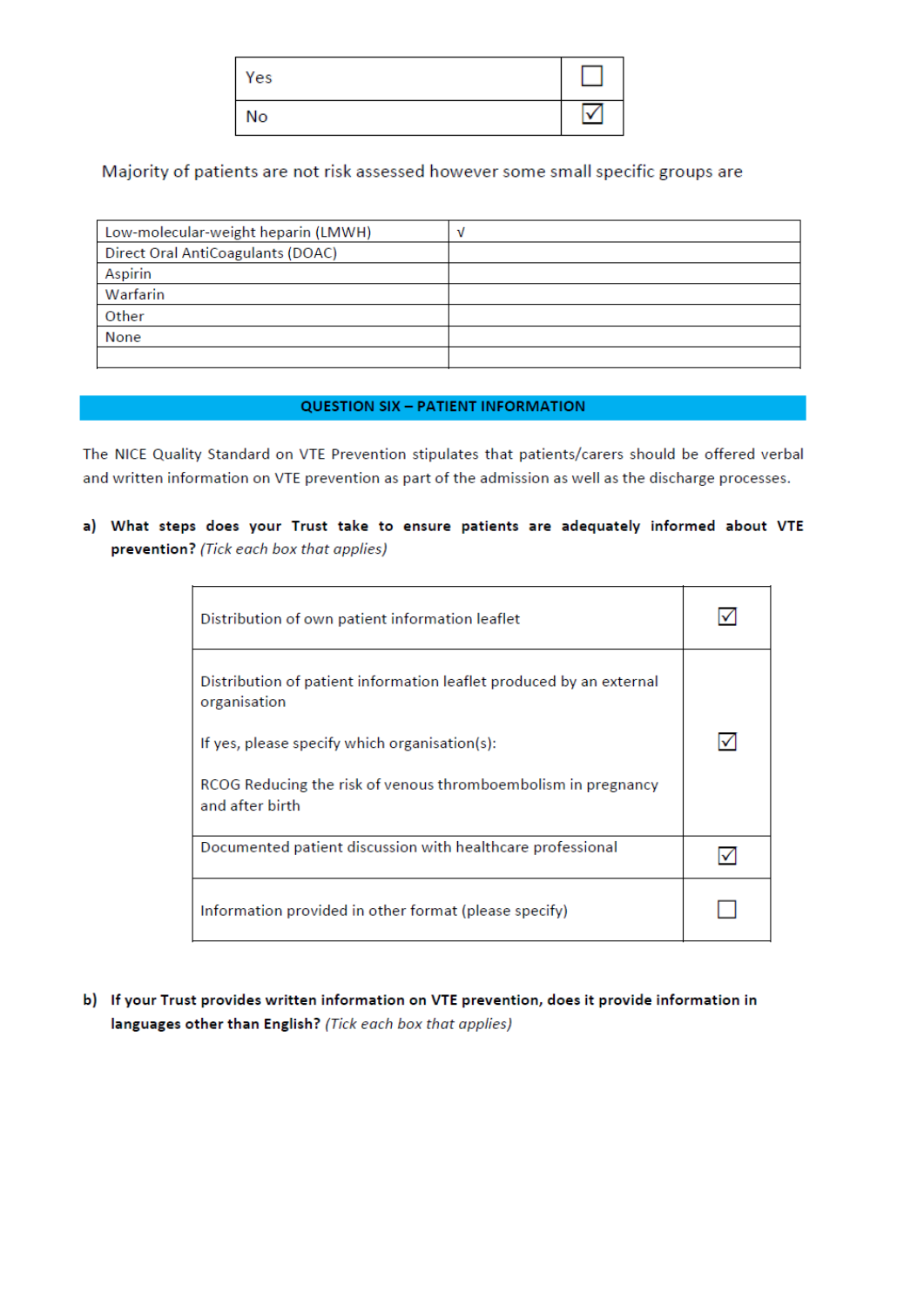| Yes | ☐ |
|---|---|
| No | ☑ |

Majority of patients are not risk assessed however some small specific groups are

| Low-molecular-weight heparin (LMWH) | √ |
|---|---|
| Direct Oral AntiCoagulants (DOAC) | |
| Aspirin | |
| Warfarin | |
| Other | |
| None | |
| | |

## QUESTION SIX – PATIENT INFORMATION

The NICE Quality Standard on VTE Prevention stipulates that patients/carers should be offered verbal and written information on VTE prevention as part of the admission as well as the discharge processes.

**a) What steps does your Trust take to ensure patients are adequately informed about VTE prevention?** *(Tick each box that applies)*

| | |
|---|---|
| Distribution of own patient information leaflet | ☑ |
| Distribution of patient information leaflet produced by an external organisation<br><br>If yes, please specify which organisation(s):<br><br>RCOG Reducing the risk of venous thromboembolism in pregnancy and after birth | ☑ |
| Documented patient discussion with healthcare professional | ☑ |
| Information provided in other format (please specify) | ☐ |

**b) If your Trust provides written information on VTE prevention, does it provide information in languages other than English?** *(Tick each box that applies)*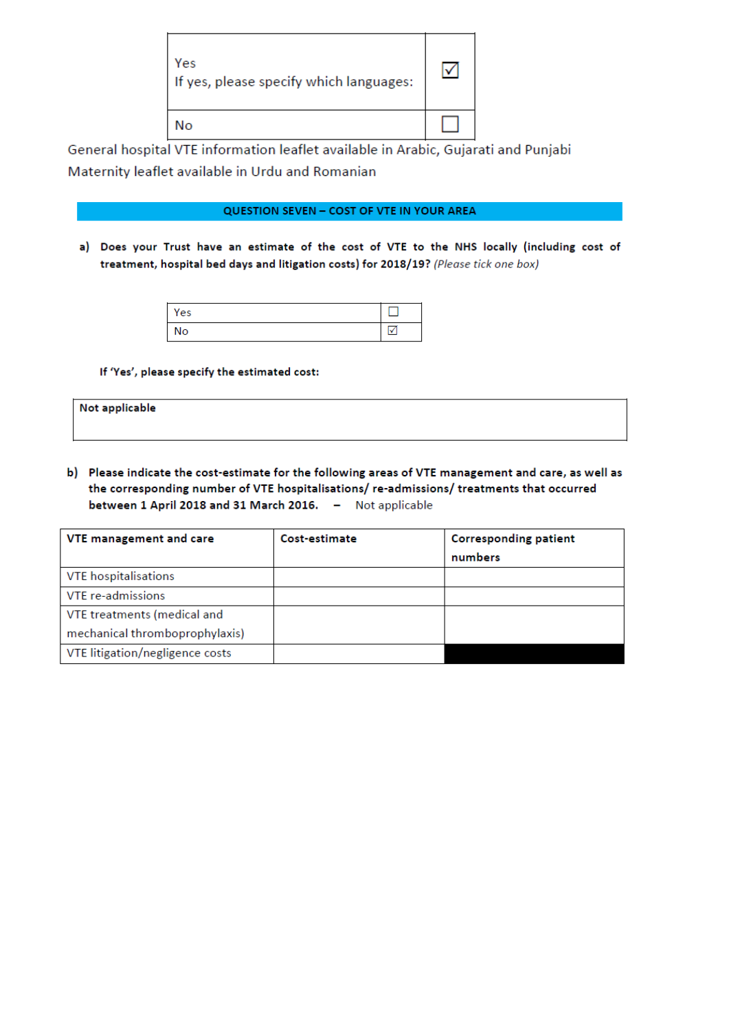| | |
|---|---|
| Yes<br>If yes, please specify which languages: | ☑ |
| No | ☐ |

General hospital VTE information leaflet available in Arabic, Gujarati and Punjabi

Maternity leaflet available in Urdu and Romanian

## QUESTION SEVEN – COST OF VTE IN YOUR AREA

**a) Does your Trust have an estimate of the cost of VTE to the NHS locally (including cost of treatment, hospital bed days and litigation costs) for 2018/19?** *(Please tick one box)*

| | |
|---|---|
| Yes | ☐ |
| No | ☑ |

**If 'Yes', please specify the estimated cost:**

| |
|---|
| **Not applicable** |

**b) Please indicate the cost-estimate for the following areas of VTE management and care, as well as the corresponding number of VTE hospitalisations/ re-admissions/ treatments that occurred between 1 April 2018 and 31 March 2016.** – Not applicable

| VTE management and care | Cost-estimate | Corresponding patient numbers |
|---|---|---|
| VTE hospitalisations | | |
| VTE re-admissions | | |
| VTE treatments (medical and mechanical thromboprophylaxis) | | |
| VTE litigation/negligence costs | | |